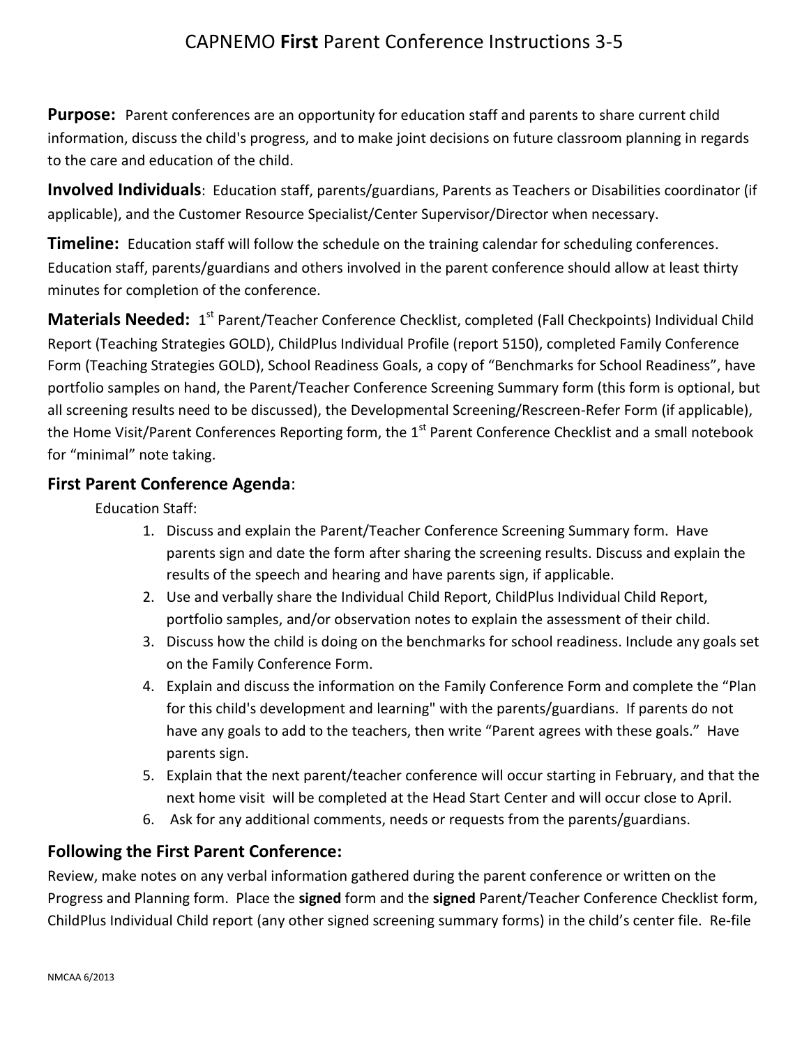# CAPNEMO **First** Parent Conference Instructions 3-5

**Purpose:** Parent conferences are an opportunity for education staff and parents to share current child information, discuss the child's progress, and to make joint decisions on future classroom planning in regards to the care and education of the child.

**Involved Individuals**: Education staff, parents/guardians, Parents as Teachers or Disabilities coordinator (if applicable), and the Customer Resource Specialist/Center Supervisor/Director when necessary.

**Timeline:** Education staff will follow the schedule on the training calendar for scheduling conferences. Education staff, parents/guardians and others involved in the parent conference should allow at least thirty minutes for completion of the conference.

**Materials Needed:** 1st Parent/Teacher Conference Checklist, completed (Fall Checkpoints) Individual Child Report (Teaching Strategies GOLD), ChildPlus Individual Profile (report 5150), completed Family Conference Form (Teaching Strategies GOLD), School Readiness Goals, a copy of "Benchmarks for School Readiness", have portfolio samples on hand, the Parent/Teacher Conference Screening Summary form (this form is optional, but all screening results need to be discussed), the Developmental Screening/Rescreen-Refer Form (if applicable), the Home Visit/Parent Conferences Reporting form, the 1st Parent Conference Checklist and a small notebook for "minimal" note taking.

## First Parent Conference Agenda:

Education Staff:

1. Discuss and explain the Parent/Teacher Conference Screening Summary form. Have parents sign and date the form after sharing the screening results. Discuss and explain the results of the speech and hearing and have parents sign, if applicable.
2. Use and verbally share the Individual Child Report, ChildPlus Individual Child Report, portfolio samples, and/or observation notes to explain the assessment of their child.
3. Discuss how the child is doing on the benchmarks for school readiness. Include any goals set on the Family Conference Form.
4. Explain and discuss the information on the Family Conference Form and complete the "Plan for this child's development and learning" with the parents/guardians. If parents do not have any goals to add to the teachers, then write "Parent agrees with these goals." Have parents sign.
5. Explain that the next parent/teacher conference will occur starting in February, and that the next home visit will be completed at the Head Start Center and will occur close to April.
6. Ask for any additional comments, needs or requests from the parents/guardians.

## Following the First Parent Conference:

Review, make notes on any verbal information gathered during the parent conference or written on the Progress and Planning form. Place the **signed** form and the **signed** Parent/Teacher Conference Checklist form, ChildPlus Individual Child report (any other signed screening summary forms) in the child's center file. Re-file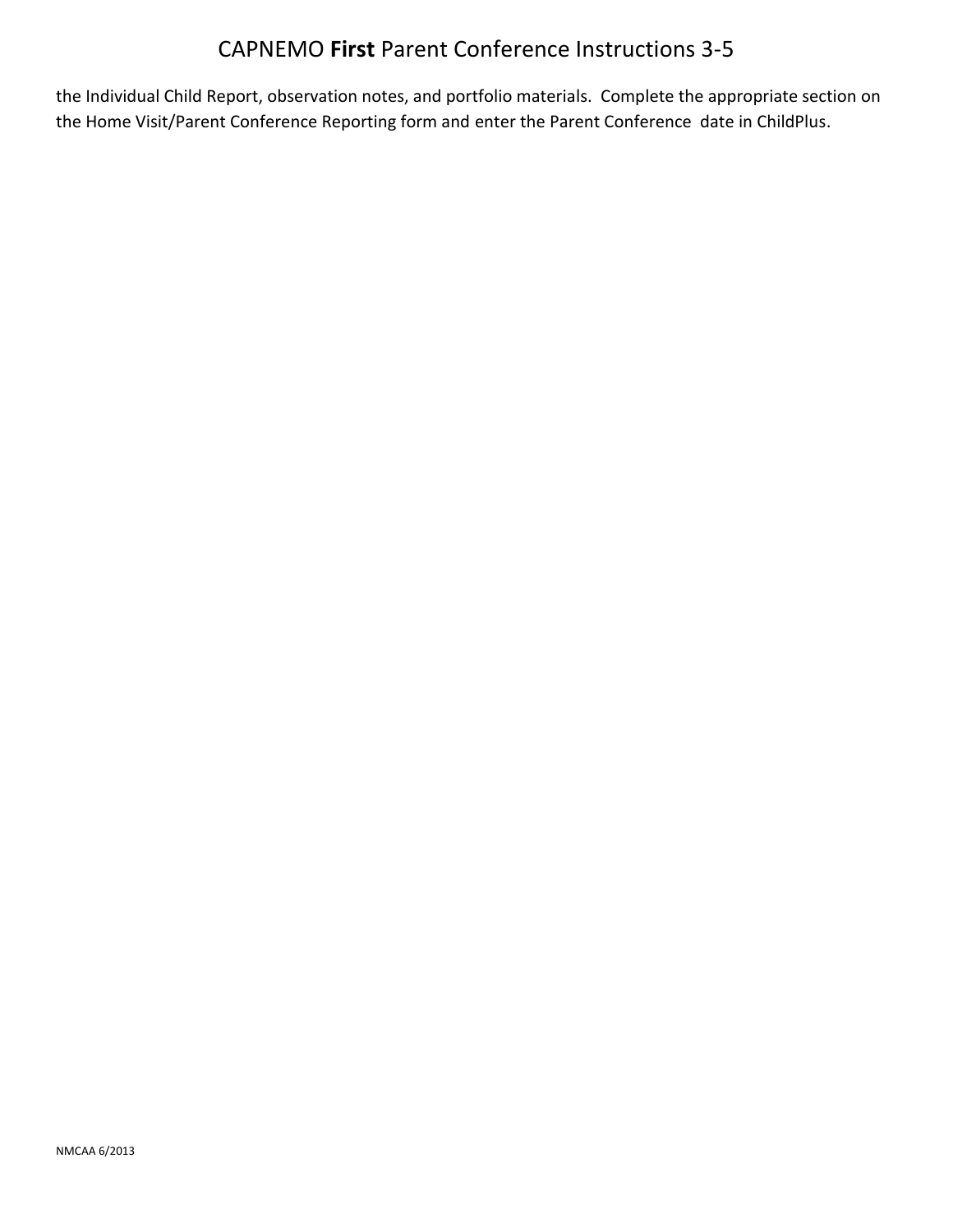the Individual Child Report, observation notes, and portfolio materials. Complete the appropriate section on the Home Visit/Parent Conference Reporting form and enter the Parent Conference date in ChildPlus.